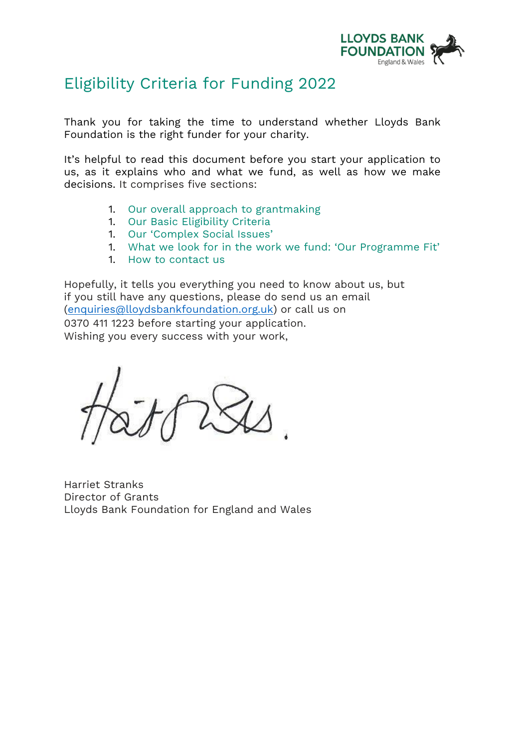# Eligibility Criteria for Funding 2022

Thank you for taking the time to understand whether Lloyds Bank Foundation is the right funder for your charity.

It's helpful to read this document before you start your application to us, as it explains who and what we fund, as well as how we make decisions. It comprises five sections:

1. Our overall approach to grantmaking
1. Our Basic Eligibility Criteria
1. Our 'Complex Social Issues'
1. What we look for in the work we fund: 'Our Programme Fit'
1. How to contact us

Hopefully, it tells you everything you need to know about us, but if you still have any questions, please do send us an email (enquiries@lloydsbankfoundation.org.uk) or call us on 0370 411 1223 before starting your application.
Wishing you every success with your work,

Harriet Stranks
Director of Grants
Lloyds Bank Foundation for England and Wales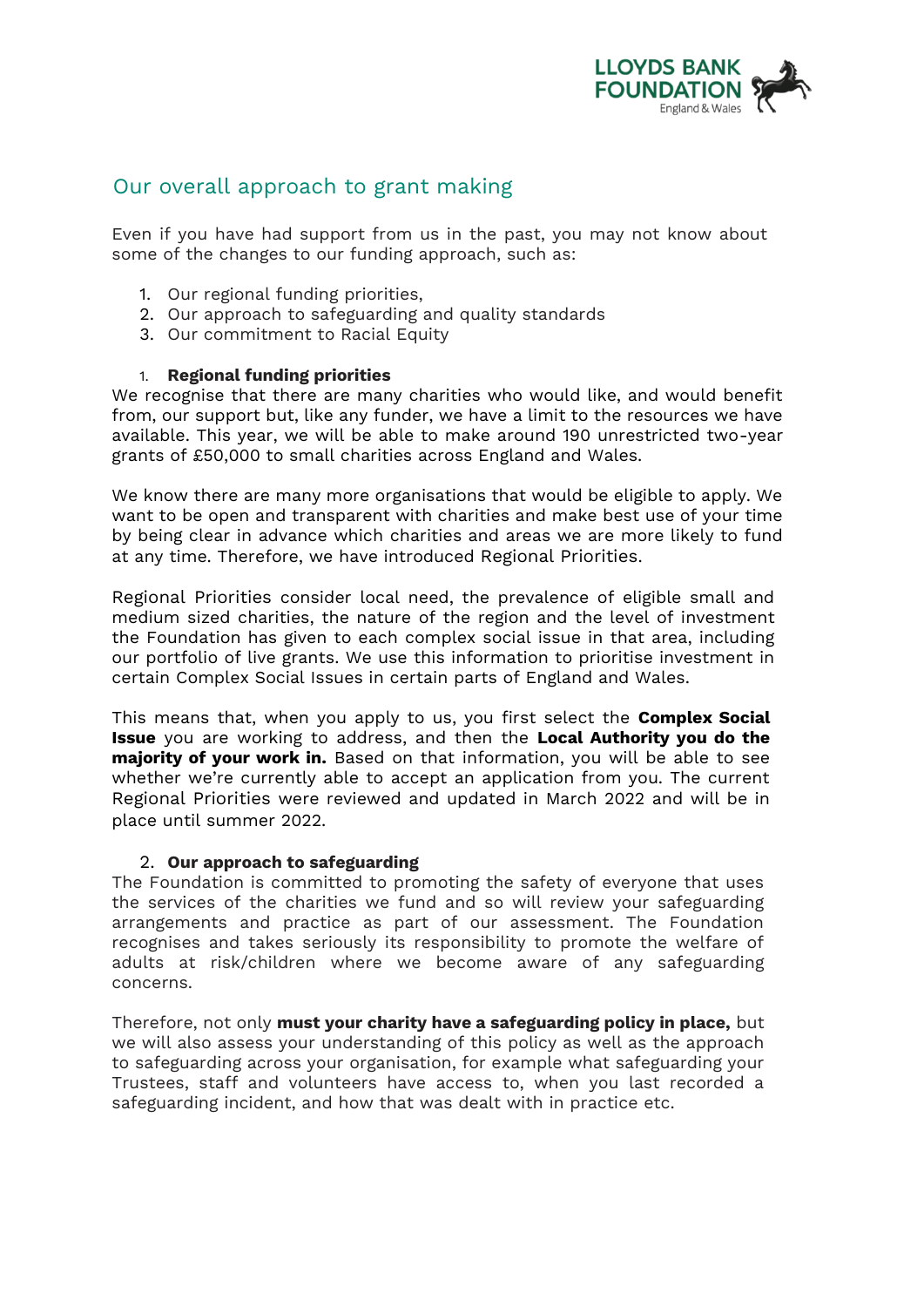## Our overall approach to grant making

Even if you have had support from us in the past, you may not know about some of the changes to our funding approach, such as:

1. Our regional funding priorities,
2. Our approach to safeguarding and quality standards
3. Our commitment to Racial Equity

### 1. Regional funding priorities

We recognise that there are many charities who would like, and would benefit from, our support but, like any funder, we have a limit to the resources we have available. This year, we will be able to make around 190 unrestricted two-year grants of £50,000 to small charities across England and Wales.

We know there are many more organisations that would be eligible to apply. We want to be open and transparent with charities and make best use of your time by being clear in advance which charities and areas we are more likely to fund at any time. Therefore, we have introduced Regional Priorities.

Regional Priorities consider local need, the prevalence of eligible small and medium sized charities, the nature of the region and the level of investment the Foundation has given to each complex social issue in that area, including our portfolio of live grants. We use this information to prioritise investment in certain Complex Social Issues in certain parts of England and Wales.

This means that, when you apply to us, you first select the **Complex Social Issue** you are working to address, and then the **Local Authority you do the majority of your work in.** Based on that information, you will be able to see whether we're currently able to accept an application from you. The current Regional Priorities were reviewed and updated in March 2022 and will be in place until summer 2022.

### 2. Our approach to safeguarding

The Foundation is committed to promoting the safety of everyone that uses the services of the charities we fund and so will review your safeguarding arrangements and practice as part of our assessment. The Foundation recognises and takes seriously its responsibility to promote the welfare of adults at risk/children where we become aware of any safeguarding concerns.

Therefore, not only **must your charity have a safeguarding policy in place,** but we will also assess your understanding of this policy as well as the approach to safeguarding across your organisation, for example what safeguarding your Trustees, staff and volunteers have access to, when you last recorded a safeguarding incident, and how that was dealt with in practice etc.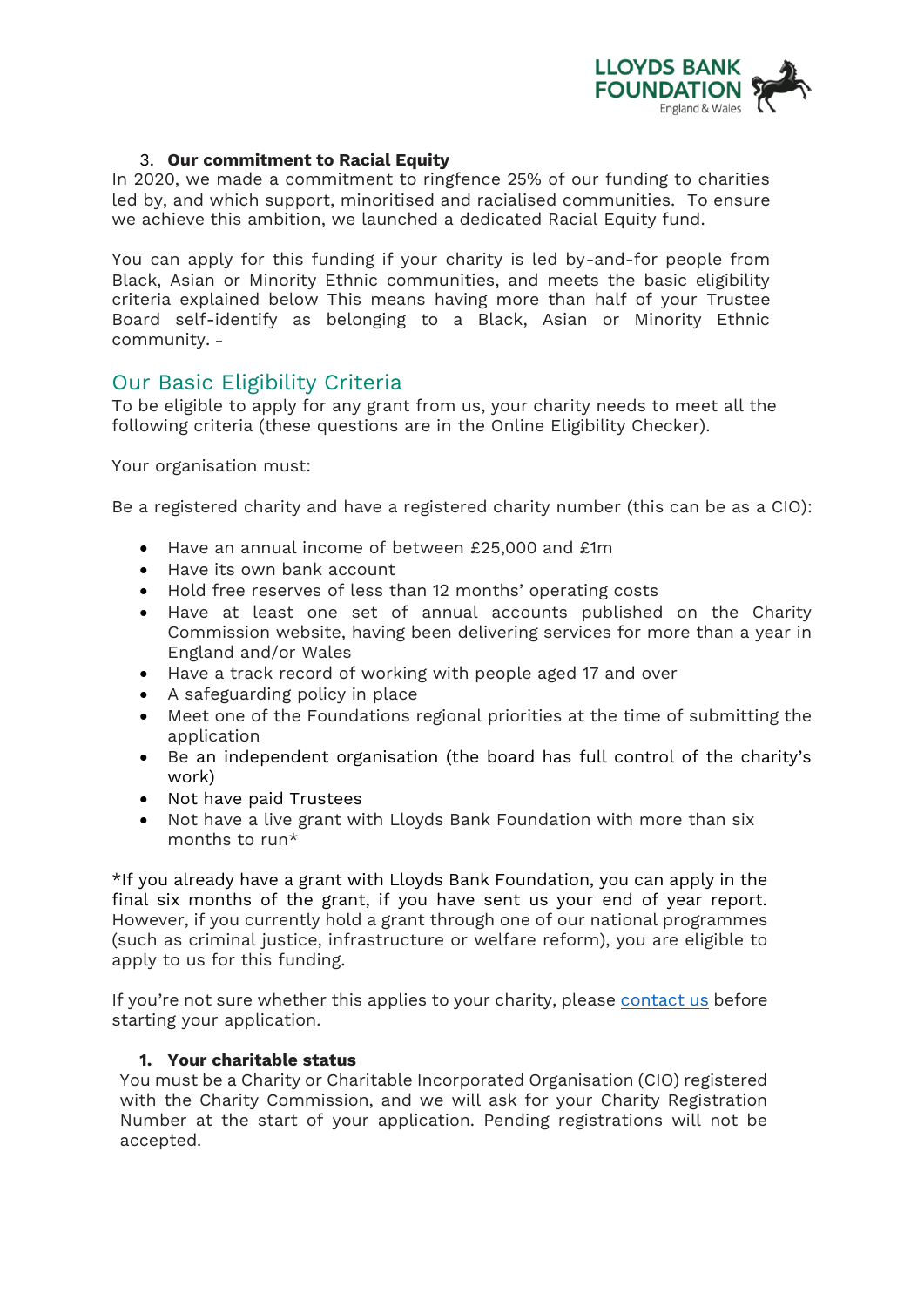3. **Our commitment to Racial Equity**

In 2020, we made a commitment to ringfence 25% of our funding to charities led by, and which support, minoritised and racialised communities. To ensure we achieve this ambition, we launched a dedicated Racial Equity fund.

You can apply for this funding if your charity is led by-and-for people from Black, Asian or Minority Ethnic communities, and meets the basic eligibility criteria explained below This means having more than half of your Trustee Board self-identify as belonging to a Black, Asian or Minority Ethnic community. -

## Our Basic Eligibility Criteria

To be eligible to apply for any grant from us, your charity needs to meet all the following criteria (these questions are in the Online Eligibility Checker).

Your organisation must:

Be a registered charity and have a registered charity number (this can be as a CIO):

- Have an annual income of between £25,000 and £1m
- Have its own bank account
- Hold free reserves of less than 12 months' operating costs
- Have at least one set of annual accounts published on the Charity Commission website, having been delivering services for more than a year in England and/or Wales
- Have a track record of working with people aged 17 and over
- A safeguarding policy in place
- Meet one of the Foundations regional priorities at the time of submitting the application
- Be an independent organisation (the board has full control of the charity's work)
- Not have paid Trustees
- Not have a live grant with Lloyds Bank Foundation with more than six months to run*

*If you already have a grant with Lloyds Bank Foundation, you can apply in the final six months of the grant, if you have sent us your end of year report. However, if you currently hold a grant through one of our national programmes (such as criminal justice, infrastructure or welfare reform), you are eligible to apply to us for this funding.

If you're not sure whether this applies to your charity, please contact us before starting your application.

1. **Your charitable status**

You must be a Charity or Charitable Incorporated Organisation (CIO) registered with the Charity Commission, and we will ask for your Charity Registration Number at the start of your application. Pending registrations will not be accepted.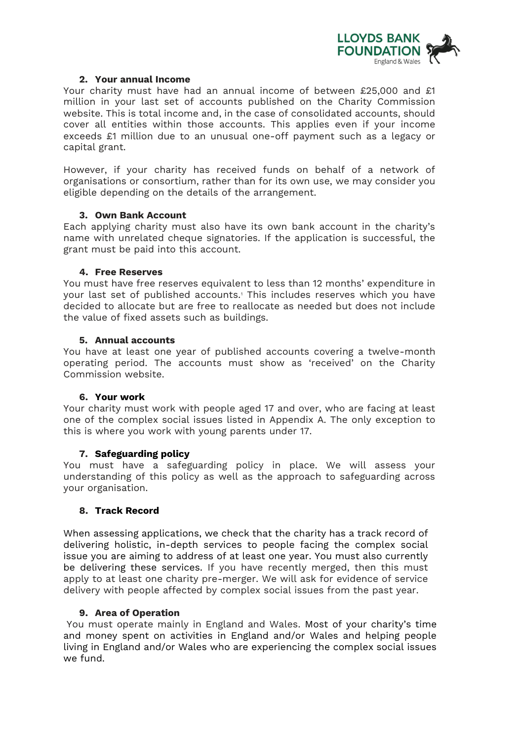2. **Your annual Income**

Your charity must have had an annual income of between £25,000 and £1 million in your last set of accounts published on the Charity Commission website. This is total income and, in the case of consolidated accounts, should cover all entities within those accounts. This applies even if your income exceeds £1 million due to an unusual one-off payment such as a legacy or capital grant.

However, if your charity has received funds on behalf of a network of organisations or consortium, rather than for its own use, we may consider you eligible depending on the details of the arrangement.

3. **Own Bank Account**

Each applying charity must also have its own bank account in the charity's name with unrelated cheque signatories. If the application is successful, the grant must be paid into this account.

4. **Free Reserves**

You must have free reserves equivalent to less than 12 months' expenditure in your last set of published accounts.[1] This includes reserves which you have decided to allocate but are free to reallocate as needed but does not include the value of fixed assets such as buildings.

5. **Annual accounts**

You have at least one year of published accounts covering a twelve-month operating period. The accounts must show as 'received' on the Charity Commission website.

6. **Your work**

Your charity must work with people aged 17 and over, who are facing at least one of the complex social issues listed in Appendix A. The only exception to this is where you work with young parents under 17.

7. **Safeguarding policy**

You must have a safeguarding policy in place. We will assess your understanding of this policy as well as the approach to safeguarding across your organisation.

8. **Track Record**

When assessing applications, we check that the charity has a track record of delivering holistic, in-depth services to people facing the complex social issue you are aiming to address of at least one year. You must also currently be delivering these services. If you have recently merged, then this must apply to at least one charity pre-merger. We will ask for evidence of service delivery with people affected by complex social issues from the past year.

9. **Area of Operation**

You must operate mainly in England and Wales. Most of your charity's time and money spent on activities in England and/or Wales and helping people living in England and/or Wales who are experiencing the complex social issues we fund.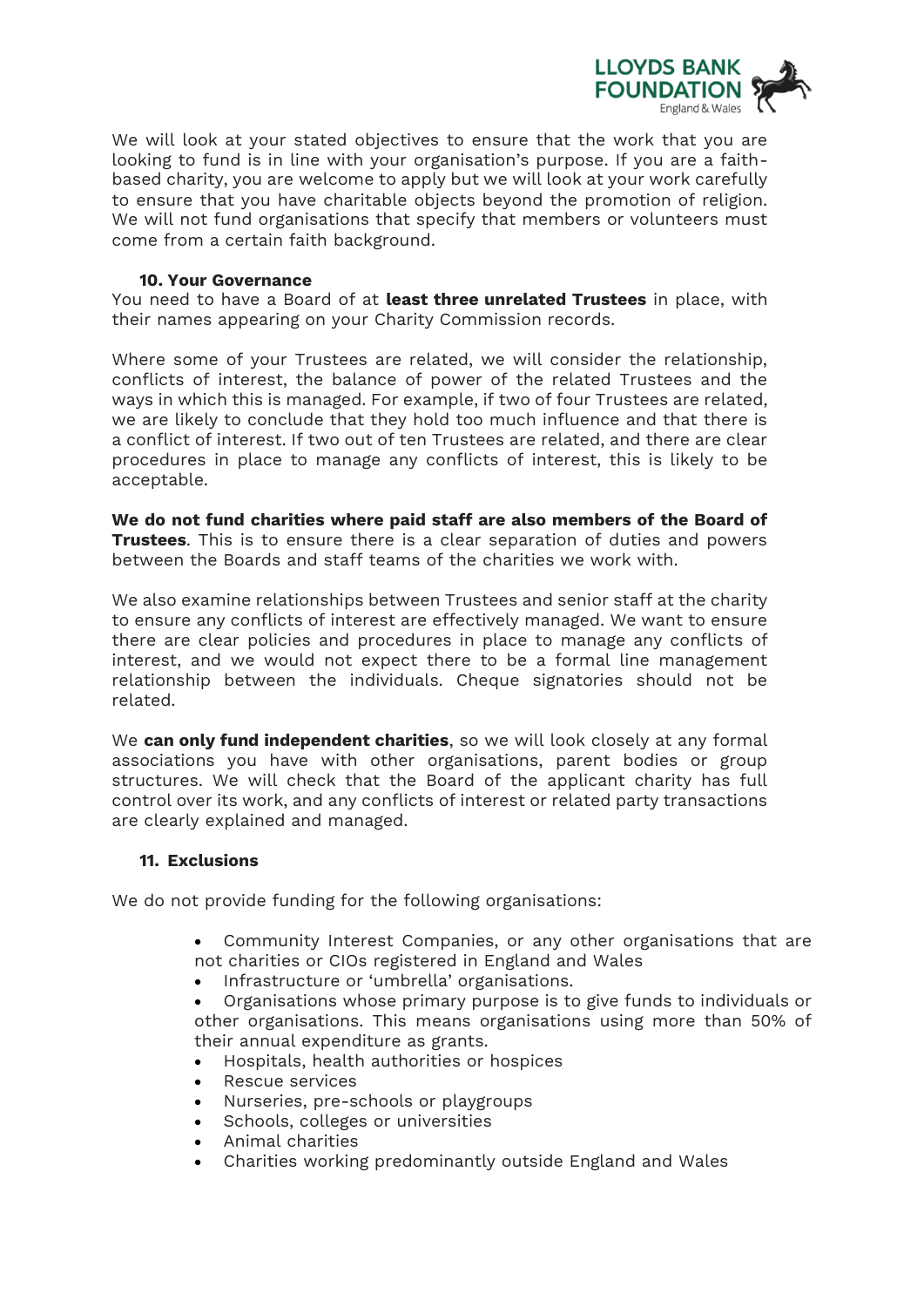We will look at your stated objectives to ensure that the work that you are looking to fund is in line with your organisation's purpose. If you are a faith-based charity, you are welcome to apply but we will look at your work carefully to ensure that you have charitable objects beyond the promotion of religion. We will not fund organisations that specify that members or volunteers must come from a certain faith background.

### 10. Your Governance

You need to have a Board of at **least three unrelated Trustees** in place, with their names appearing on your Charity Commission records.

Where some of your Trustees are related, we will consider the relationship, conflicts of interest, the balance of power of the related Trustees and the ways in which this is managed. For example, if two of four Trustees are related, we are likely to conclude that they hold too much influence and that there is a conflict of interest. If two out of ten Trustees are related, and there are clear procedures in place to manage any conflicts of interest, this is likely to be acceptable.

**We do not fund charities where paid staff are also members of the Board of Trustees**. This is to ensure there is a clear separation of duties and powers between the Boards and staff teams of the charities we work with.

We also examine relationships between Trustees and senior staff at the charity to ensure any conflicts of interest are effectively managed. We want to ensure there are clear policies and procedures in place to manage any conflicts of interest, and we would not expect there to be a formal line management relationship between the individuals. Cheque signatories should not be related.

We **can only fund independent charities**, so we will look closely at any formal associations you have with other organisations, parent bodies or group structures. We will check that the Board of the applicant charity has full control over its work, and any conflicts of interest or related party transactions are clearly explained and managed.

### 11. Exclusions

We do not provide funding for the following organisations:

- Community Interest Companies, or any other organisations that are not charities or CIOs registered in England and Wales
- Infrastructure or 'umbrella' organisations.
- Organisations whose primary purpose is to give funds to individuals or other organisations. This means organisations using more than 50% of their annual expenditure as grants.
- Hospitals, health authorities or hospices
- Rescue services
- Nurseries, pre-schools or playgroups
- Schools, colleges or universities
- Animal charities
- Charities working predominantly outside England and Wales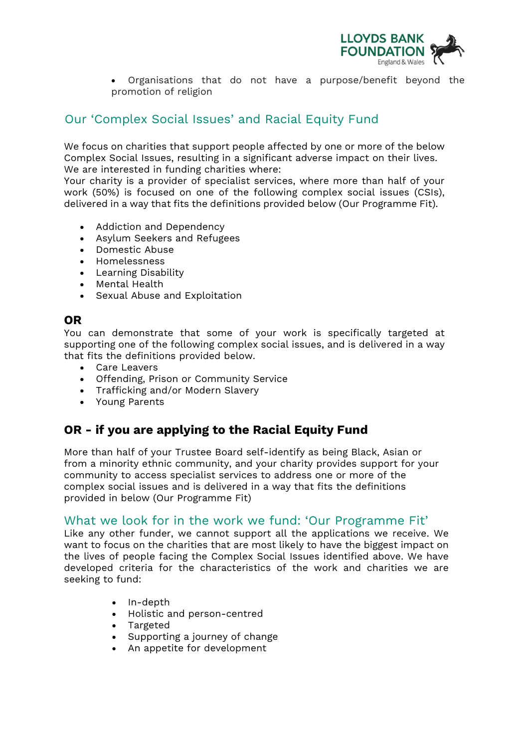- Organisations that do not have a purpose/benefit beyond the promotion of religion

## Our 'Complex Social Issues' and Racial Equity Fund

We focus on charities that support people affected by one or more of the below Complex Social Issues, resulting in a significant adverse impact on their lives. We are interested in funding charities where:
Your charity is a provider of specialist services, where more than half of your work (50%) is focused on one of the following complex social issues (CSIs), delivered in a way that fits the definitions provided below (Our Programme Fit).

- Addiction and Dependency
- Asylum Seekers and Refugees
- Domestic Abuse
- Homelessness
- Learning Disability
- Mental Health
- Sexual Abuse and Exploitation

### OR

You can demonstrate that some of your work is specifically targeted at supporting one of the following complex social issues, and is delivered in a way that fits the definitions provided below.

- Care Leavers
- Offending, Prison or Community Service
- Trafficking and/or Modern Slavery
- Young Parents

### OR - if you are applying to the Racial Equity Fund

More than half of your Trustee Board self-identify as being Black, Asian or from a minority ethnic community, and your charity provides support for your community to access specialist services to address one or more of the complex social issues and is delivered in a way that fits the definitions provided in below (Our Programme Fit)

## What we look for in the work we fund: 'Our Programme Fit'

Like any other funder, we cannot support all the applications we receive. We want to focus on the charities that are most likely to have the biggest impact on the lives of people facing the Complex Social Issues identified above. We have developed criteria for the characteristics of the work and charities we are seeking to fund:

- In-depth
- Holistic and person-centred
- Targeted
- Supporting a journey of change
- An appetite for development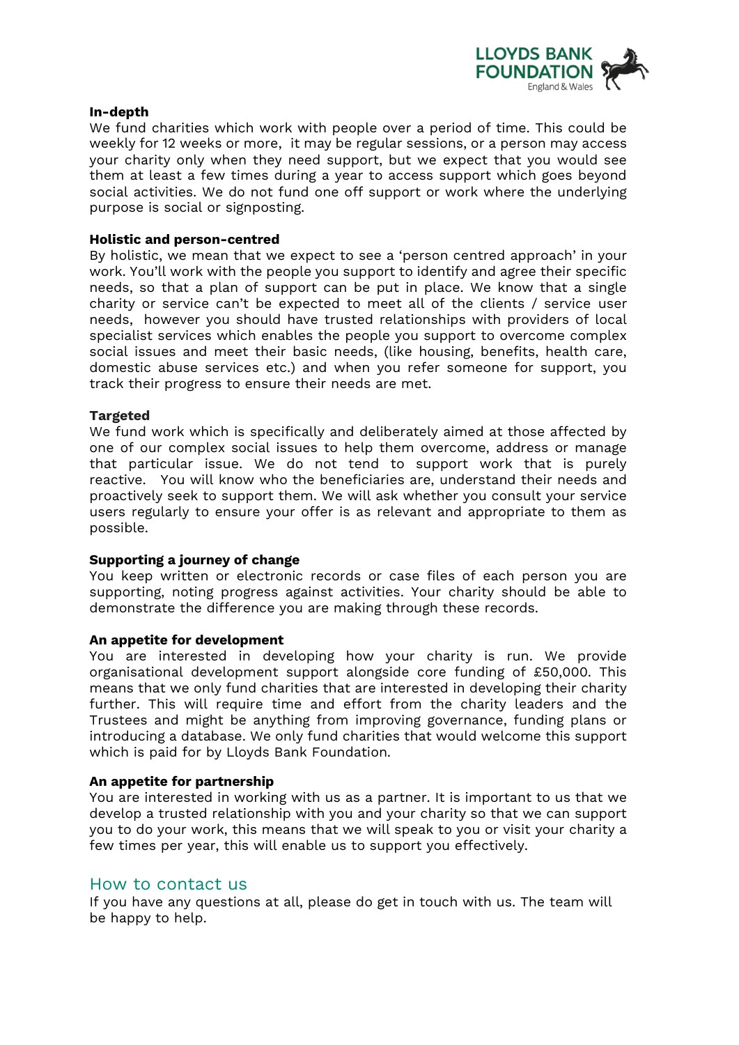**In-depth**
We fund charities which work with people over a period of time. This could be weekly for 12 weeks or more, it may be regular sessions, or a person may access your charity only when they need support, but we expect that you would see them at least a few times during a year to access support which goes beyond social activities. We do not fund one off support or work where the underlying purpose is social or signposting.

**Holistic and person-centred**
By holistic, we mean that we expect to see a 'person centred approach' in your work. You'll work with the people you support to identify and agree their specific needs, so that a plan of support can be put in place. We know that a single charity or service can't be expected to meet all of the clients / service user needs, however you should have trusted relationships with providers of local specialist services which enables the people you support to overcome complex social issues and meet their basic needs, (like housing, benefits, health care, domestic abuse services etc.) and when you refer someone for support, you track their progress to ensure their needs are met.

**Targeted**
We fund work which is specifically and deliberately aimed at those affected by one of our complex social issues to help them overcome, address or manage that particular issue. We do not tend to support work that is purely reactive. You will know who the beneficiaries are, understand their needs and proactively seek to support them. We will ask whether you consult your service users regularly to ensure your offer is as relevant and appropriate to them as possible.

**Supporting a journey of change**
You keep written or electronic records or case files of each person you are supporting, noting progress against activities. Your charity should be able to demonstrate the difference you are making through these records.

**An appetite for development**
You are interested in developing how your charity is run. We provide organisational development support alongside core funding of £50,000. This means that we only fund charities that are interested in developing their charity further. This will require time and effort from the charity leaders and the Trustees and might be anything from improving governance, funding plans or introducing a database. We only fund charities that would welcome this support which is paid for by Lloyds Bank Foundation.

**An appetite for partnership**
You are interested in working with us as a partner. It is important to us that we develop a trusted relationship with you and your charity so that we can support you to do your work, this means that we will speak to you or visit your charity a few times per year, this will enable us to support you effectively.

## How to contact us

If you have any questions at all, please do get in touch with us. The team will be happy to help.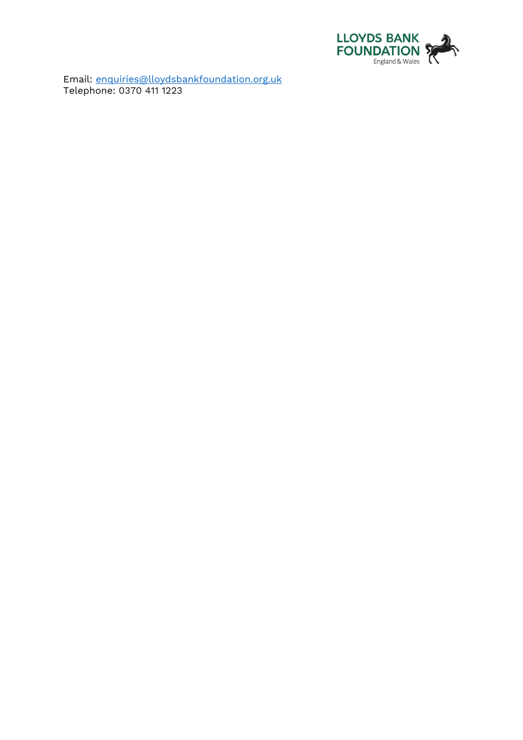Email: enquiries@lloydsbankfoundation.org.uk
Telephone: 0370 411 1223